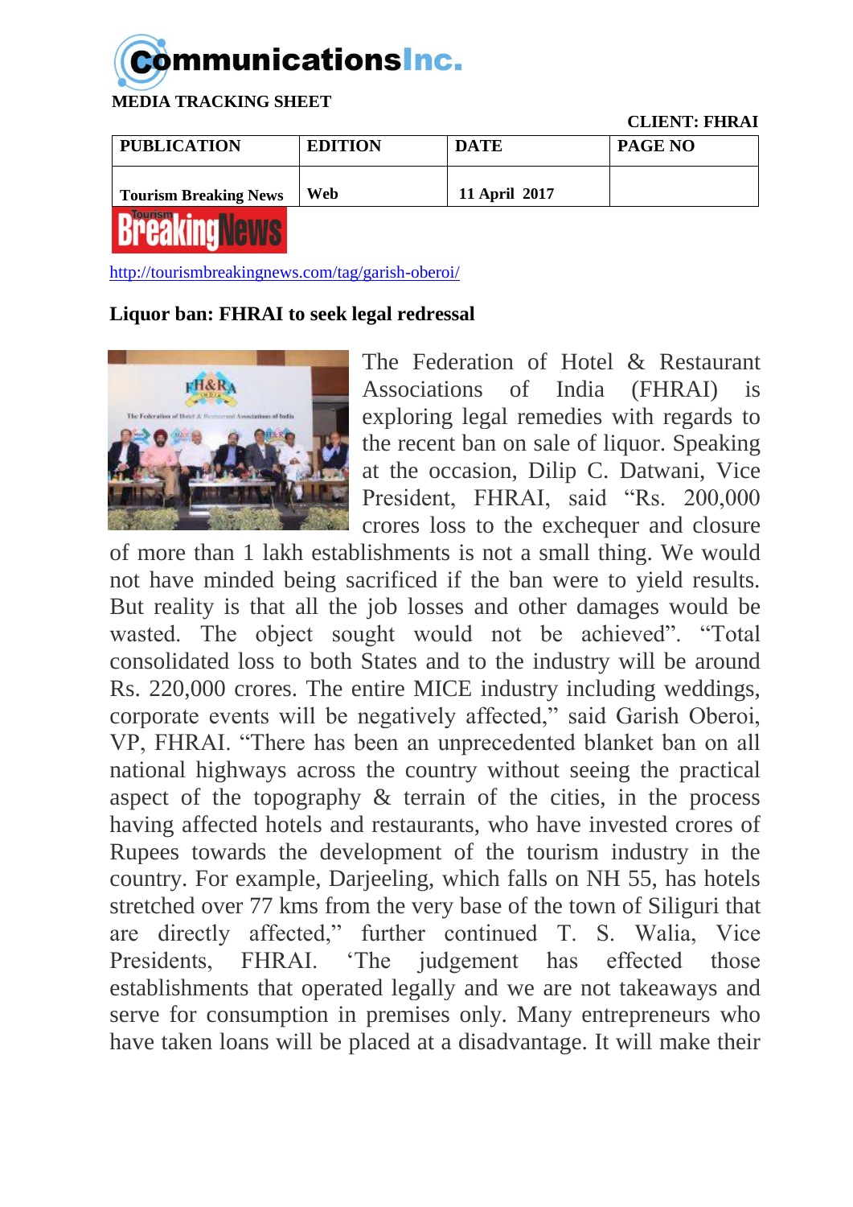communicationsInc.

**MEDIA TRACKING SHEET**

**CLIENT: FHRAI**

| PUBLICATION | EDITION | DATE | PAGE NO |
|---|---|---|---|
| Tourism Breaking News | Web | 11 April 2017 | |

http://tourismbreakingnews.com/tag/garish-oberoi/

**Liquor ban: FHRAI to seek legal redressal**

The Federation of Hotel & Restaurant Associations of India (FHRAI) is exploring legal remedies with regards to the recent ban on sale of liquor. Speaking at the occasion, Dilip C. Datwani, Vice President, FHRAI, said "Rs. 200,000 crores loss to the exchequer and closure of more than 1 lakh establishments is not a small thing. We would not have minded being sacrificed if the ban were to yield results. But reality is that all the job losses and other damages would be wasted. The object sought would not be achieved". "Total consolidated loss to both States and to the industry will be around Rs. 220,000 crores. The entire MICE industry including weddings, corporate events will be negatively affected," said Garish Oberoi, VP, FHRAI. "There has been an unprecedented blanket ban on all national highways across the country without seeing the practical aspect of the topography & terrain of the cities, in the process having affected hotels and restaurants, who have invested crores of Rupees towards the development of the tourism industry in the country. For example, Darjeeling, which falls on NH 55, has hotels stretched over 77 kms from the very base of the town of Siliguri that are directly affected," further continued T. S. Walia, Vice Presidents, FHRAI. 'The judgement has effected those establishments that operated legally and we are not takeaways and serve for consumption in premises only. Many entrepreneurs who have taken loans will be placed at a disadvantage. It will make their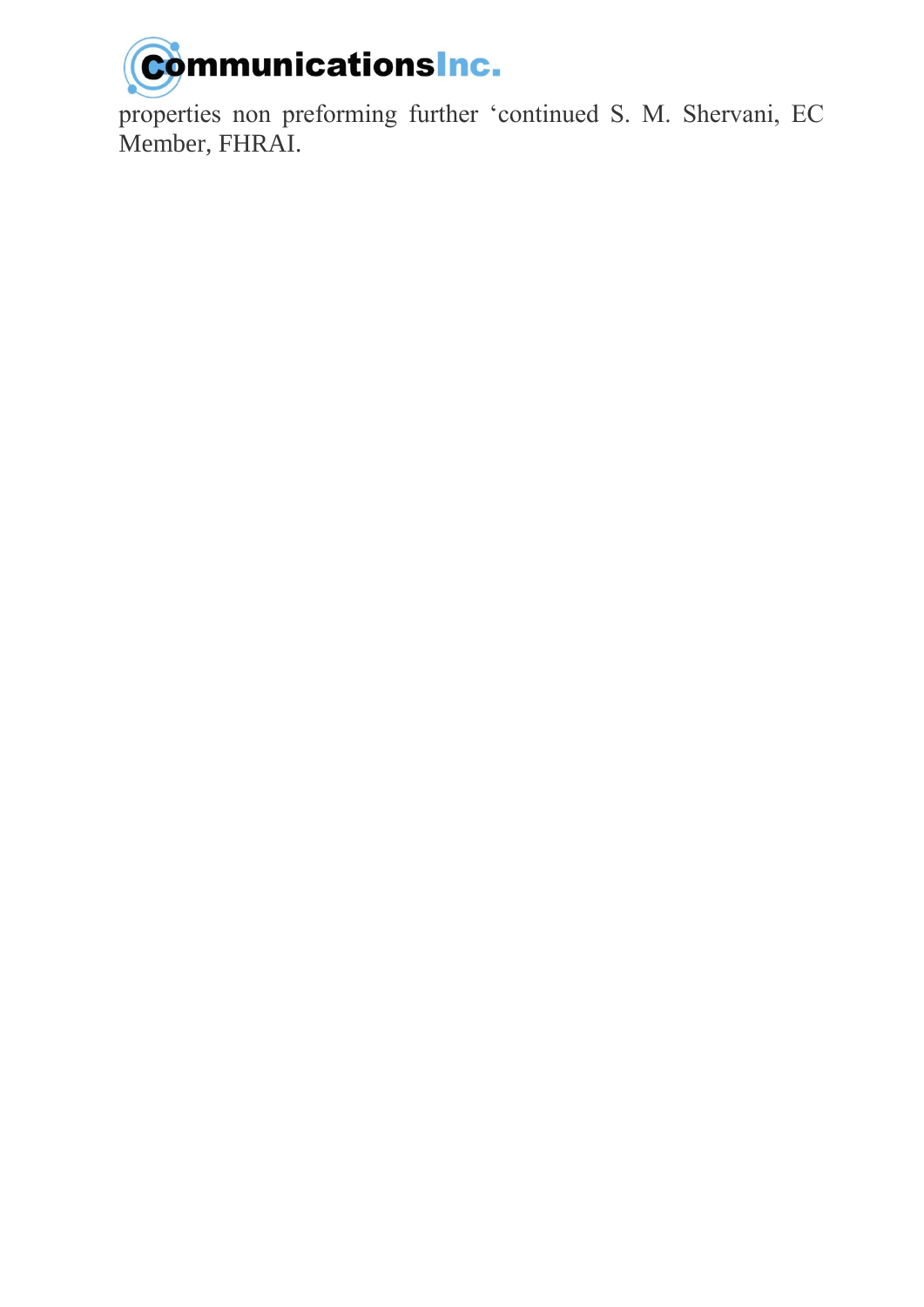properties non preforming further 'continued S. M. Shervani, EC Member, FHRAI.